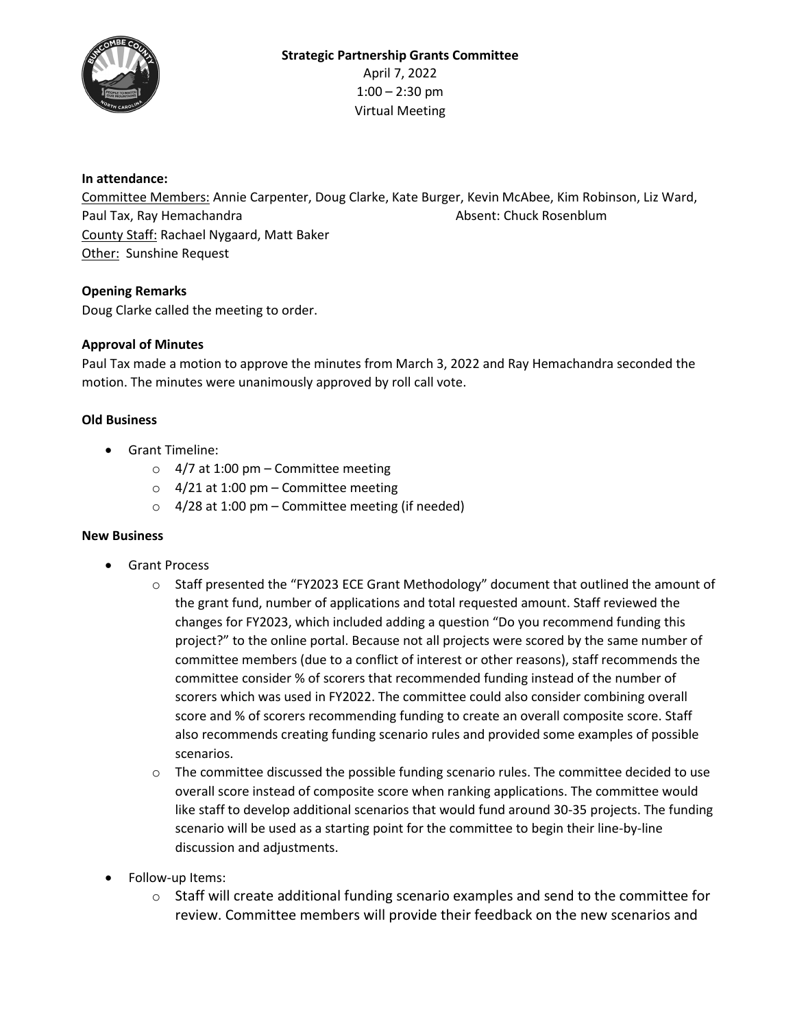**Strategic Partnership Grants Committee**

April 7, 2022

1:00 – 2:30 pm

Virtual Meeting

**In attendance:**

Committee Members: Annie Carpenter, Doug Clarke, Kate Burger, Kevin McAbee, Kim Robinson, Liz Ward, Paul Tax, Ray Hemachandra    Absent: Chuck Rosenblum

County Staff: Rachael Nygaard, Matt Baker

Other: Sunshine Request

**Opening Remarks**

Doug Clarke called the meeting to order.

**Approval of Minutes**

Paul Tax made a motion to approve the minutes from March 3, 2022 and Ray Hemachandra seconded the motion. The minutes were unanimously approved by roll call vote.

**Old Business**

- Grant Timeline:
  - 4/7 at 1:00 pm – Committee meeting
  - 4/21 at 1:00 pm – Committee meeting
  - 4/28 at 1:00 pm – Committee meeting (if needed)

**New Business**

- Grant Process
  - Staff presented the "FY2023 ECE Grant Methodology" document that outlined the amount of the grant fund, number of applications and total requested amount. Staff reviewed the changes for FY2023, which included adding a question "Do you recommend funding this project?" to the online portal. Because not all projects were scored by the same number of committee members (due to a conflict of interest or other reasons), staff recommends the committee consider % of scorers that recommended funding instead of the number of scorers which was used in FY2022. The committee could also consider combining overall score and % of scorers recommending funding to create an overall composite score. Staff also recommends creating funding scenario rules and provided some examples of possible scenarios.
  - The committee discussed the possible funding scenario rules. The committee decided to use overall score instead of composite score when ranking applications. The committee would like staff to develop additional scenarios that would fund around 30-35 projects. The funding scenario will be used as a starting point for the committee to begin their line-by-line discussion and adjustments.
- Follow-up Items:
  - Staff will create additional funding scenario examples and send to the committee for review. Committee members will provide their feedback on the new scenarios and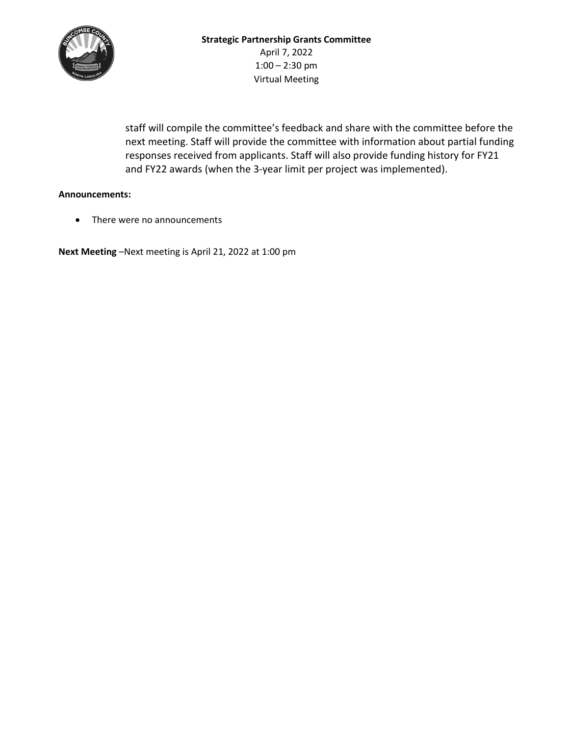staff will compile the committee's feedback and share with the committee before the next meeting. Staff will provide the committee with information about partial funding responses received from applicants. Staff will also provide funding history for FY21 and FY22 awards (when the 3-year limit per project was implemented).

**Announcements:**

- There were no announcements

**Next Meeting** –Next meeting is April 21, 2022 at 1:00 pm